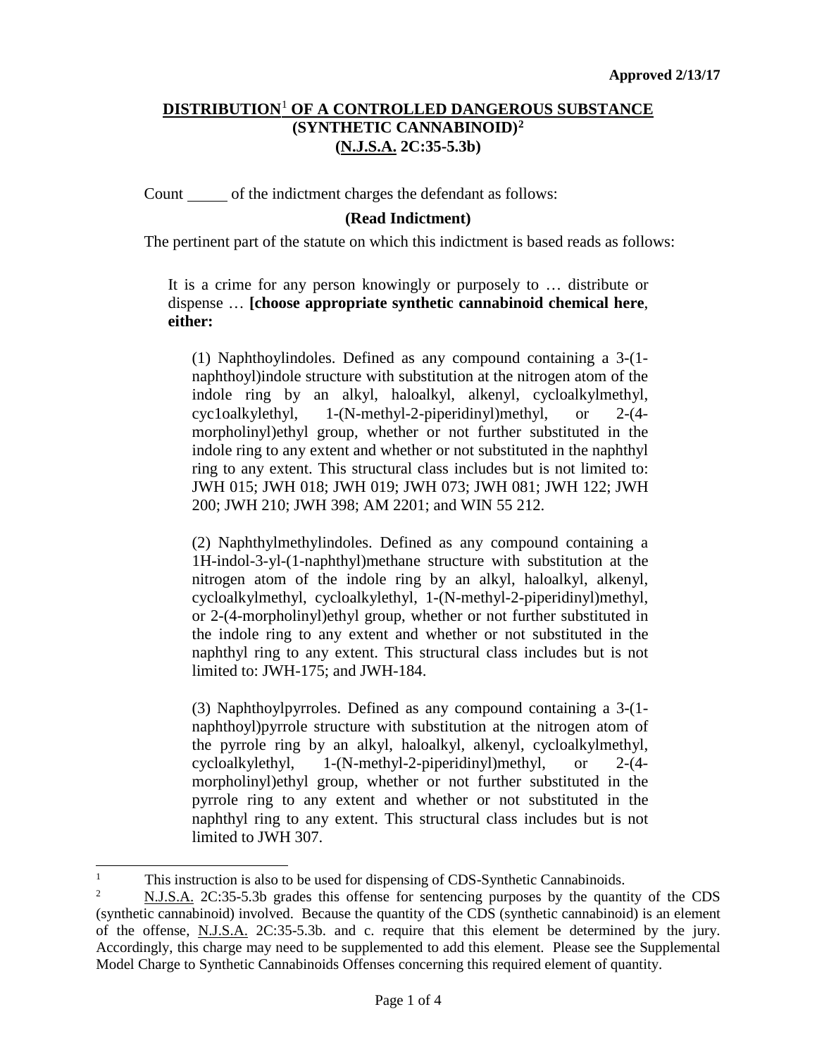**Approved 2/13/17**

## DISTRIBUTION[1] OF A CONTROLLED DANGEROUS SUBSTANCE (SYNTHETIC CANNABINOID)[2] (N.J.S.A. 2C:35-5.3b)

Count _____ of the indictment charges the defendant as follows:

**(Read Indictment)**

The pertinent part of the statute on which this indictment is based reads as follows:

> It is a crime for any person knowingly or purposely to … distribute or dispense … **[choose appropriate synthetic cannabinoid chemical here, either:**
>
> (1) Naphthoylindoles. Defined as any compound containing a 3-(1-naphthoyl)indole structure with substitution at the nitrogen atom of the indole ring by an alkyl, haloalkyl, alkenyl, cycloalkylmethyl, cyc1oalkylethyl, 1-(N-methyl-2-piperidinyl)methyl, or 2-(4-morpholinyl)ethyl group, whether or not further substituted in the indole ring to any extent and whether or not substituted in the naphthyl ring to any extent. This structural class includes but is not limited to: JWH 015; JWH 018; JWH 019; JWH 073; JWH 081; JWH 122; JWH 200; JWH 210; JWH 398; AM 2201; and WIN 55 212.
>
> (2) Naphthylmethylindoles. Defined as any compound containing a 1H-indol-3-yl-(1-naphthyl)methane structure with substitution at the nitrogen atom of the indole ring by an alkyl, haloalkyl, alkenyl, cycloalkylmethyl, cycloalkylethyl, 1-(N-methyl-2-piperidinyl)methyl, or 2-(4-morpholinyl)ethyl group, whether or not further substituted in the indole ring to any extent and whether or not substituted in the naphthyl ring to any extent. This structural class includes but is not limited to: JWH-175; and JWH-184.
>
> (3) Naphthoylpyrroles. Defined as any compound containing a 3-(1-naphthoyl)pyrrole structure with substitution at the nitrogen atom of the pyrrole ring by an alkyl, haloalkyl, alkenyl, cycloalkylmethyl, cycloalkylethyl, 1-(N-methyl-2-piperidinyl)methyl, or 2-(4-morpholinyl)ethyl group, whether or not further substituted in the pyrrole ring to any extent and whether or not substituted in the naphthyl ring to any extent. This structural class includes but is not limited to JWH 307.

---

[1] This instruction is also to be used for dispensing of CDS-Synthetic Cannabinoids.

[2] N.J.S.A. 2C:35-5.3b grades this offense for sentencing purposes by the quantity of the CDS (synthetic cannabinoid) involved. Because the quantity of the CDS (synthetic cannabinoid) is an element of the offense, N.J.S.A. 2C:35-5.3b. and c. require that this element be determined by the jury. Accordingly, this charge may need to be supplemented to add this element. Please see the Supplemental Model Charge to Synthetic Cannabinoids Offenses concerning this required element of quantity.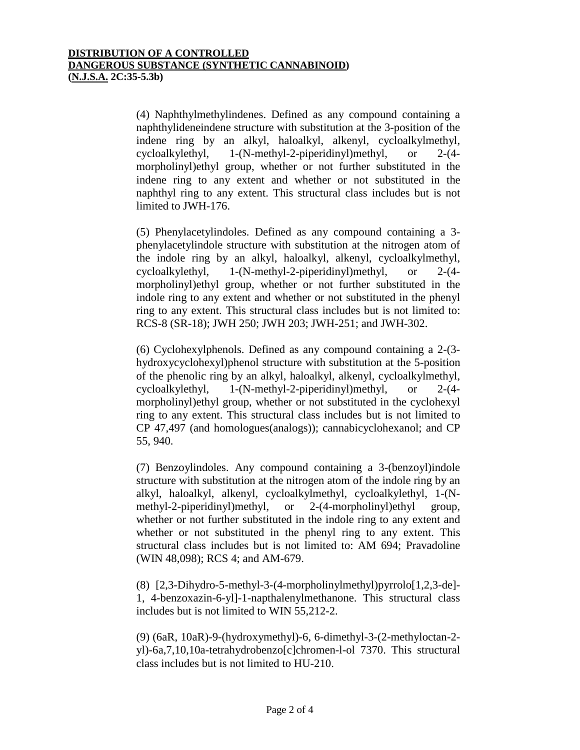**DISTRIBUTION OF A CONTROLLED DANGEROUS SUBSTANCE (SYNTHETIC CANNABINOID) (N.J.S.A. 2C:35-5.3b)**

(4) Naphthylmethylindenes. Defined as any compound containing a naphthylideneindene structure with substitution at the 3-position of the indene ring by an alkyl, haloalkyl, alkenyl, cycloalkylmethyl, cycloalkylethyl, 1-(N-methyl-2-piperidinyl)methyl, or 2-(4-morpholinyl)ethyl group, whether or not further substituted in the indene ring to any extent and whether or not substituted in the naphthyl ring to any extent. This structural class includes but is not limited to JWH-176.

(5) Phenylacetylindoles. Defined as any compound containing a 3-phenylacetylindole structure with substitution at the nitrogen atom of the indole ring by an alkyl, haloalkyl, alkenyl, cycloalkylmethyl, cycloalkylethyl, 1-(N-methyl-2-piperidinyl)methyl, or 2-(4-morpholinyl)ethyl group, whether or not further substituted in the indole ring to any extent and whether or not substituted in the phenyl ring to any extent. This structural class includes but is not limited to: RCS-8 (SR-18); JWH 250; JWH 203; JWH-251; and JWH-302.

(6) Cyclohexylphenols. Defined as any compound containing a 2-(3-hydroxycyclohexyl)phenol structure with substitution at the 5-position of the phenolic ring by an alkyl, haloalkyl, alkenyl, cycloalkylmethyl, cycloalkylethyl, 1-(N-methyl-2-piperidinyl)methyl, or 2-(4-morpholinyl)ethyl group, whether or not substituted in the cyclohexyl ring to any extent. This structural class includes but is not limited to CP 47,497 (and homologues(analogs)); cannabicyclohexanol; and CP 55, 940.

(7) Benzoylindoles. Any compound containing a 3-(benzoyl)indole structure with substitution at the nitrogen atom of the indole ring by an alkyl, haloalkyl, alkenyl, cycloalkylmethyl, cycloalkylethyl, 1-(N-methyl-2-piperidinyl)methyl, or 2-(4-morpholinyl)ethyl group, whether or not further substituted in the indole ring to any extent and whether or not substituted in the phenyl ring to any extent. This structural class includes but is not limited to: AM 694; Pravadoline (WIN 48,098); RCS 4; and AM-679.

(8) [2,3-Dihydro-5-methyl-3-(4-morpholinylmethyl)pyrrolo[1,2,3-de]-1, 4-benzoxazin-6-yl]-1-napthalenylmethanone. This structural class includes but is not limited to WIN 55,212-2.

(9) (6aR, 10aR)-9-(hydroxymethyl)-6, 6-dimethyl-3-(2-methyloctan-2-yl)-6a,7,10,10a-tetrahydrobenzo[c]chromen-l-ol 7370. This structural class includes but is not limited to HU-210.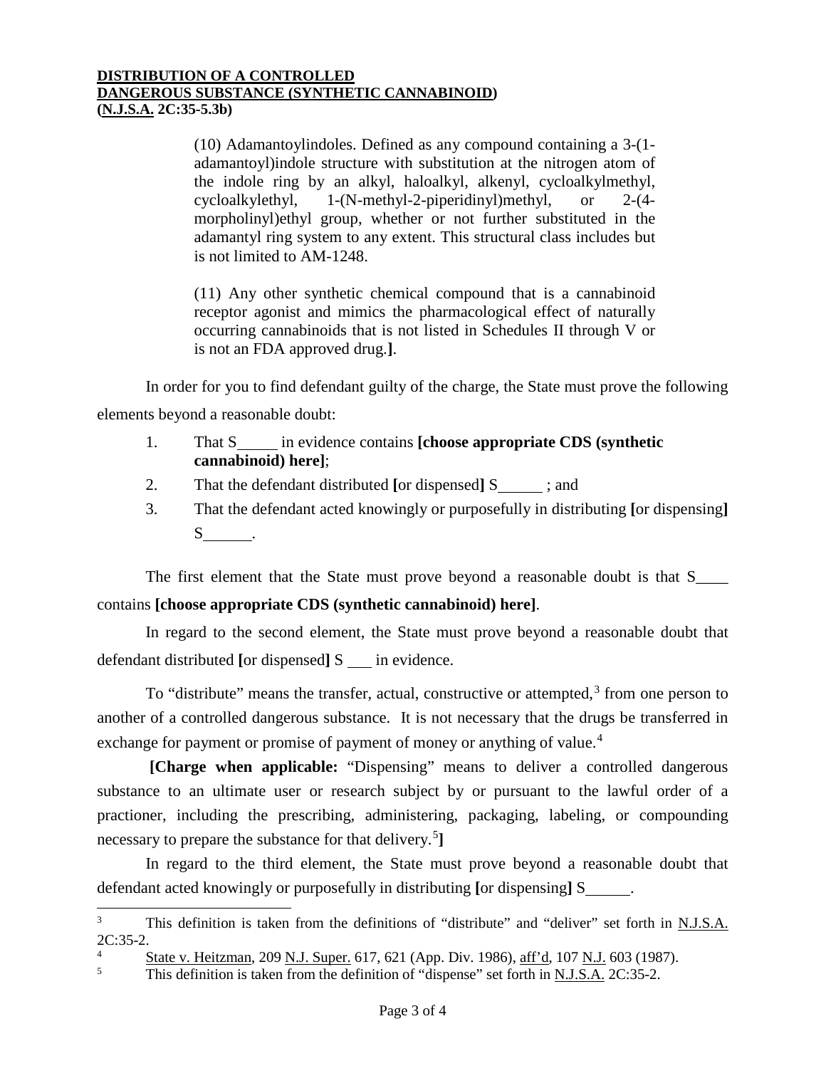**DISTRIBUTION OF A CONTROLLED DANGEROUS SUBSTANCE (SYNTHETIC CANNABINOID) (N.J.S.A. 2C:35-5.3b)**

> (10) Adamantoylindoles. Defined as any compound containing a 3-(1-adamantoyl)indole structure with substitution at the nitrogen atom of the indole ring by an alkyl, haloalkyl, alkenyl, cycloalkylmethyl, cycloalkylethyl, 1-(N-methyl-2-piperidinyl)methyl, or 2-(4-morpholinyl)ethyl group, whether or not further substituted in the adamantyl ring system to any extent. This structural class includes but is not limited to AM-1248.
>
> (11) Any other synthetic chemical compound that is a cannabinoid receptor agonist and mimics the pharmacological effect of naturally occurring cannabinoids that is not listed in Schedules II through V or is not an FDA approved drug.**]**.

In order for you to find defendant guilty of the charge, the State must prove the following elements beyond a reasonable doubt:

1. That S\_\_\_\_\_ in evidence contains **[choose appropriate CDS (synthetic cannabinoid) here]**;
2. That the defendant distributed **[**or dispensed**]** S\_\_\_\_\_ ; and
3. That the defendant acted knowingly or purposefully in distributing **[**or dispensing**]** S\_\_\_\_\_\_.

The first element that the State must prove beyond a reasonable doubt is that S\_\_\_\_ contains **[choose appropriate CDS (synthetic cannabinoid) here]**.

In regard to the second element, the State must prove beyond a reasonable doubt that defendant distributed **[**or dispensed**]** S \_\_\_ in evidence.

To "distribute" means the transfer, actual, constructive or attempted,[3] from one person to another of a controlled dangerous substance. It is not necessary that the drugs be transferred in exchange for payment or promise of payment of money or anything of value.[4]

**[Charge when applicable:** "Dispensing" means to deliver a controlled dangerous substance to an ultimate user or research subject by or pursuant to the lawful order of a practioner, including the prescribing, administering, packaging, labeling, or compounding necessary to prepare the substance for that delivery.[5]**]**

In regard to the third element, the State must prove beyond a reasonable doubt that defendant acted knowingly or purposefully in distributing **[**or dispensing**]** S\_\_\_\_\_.

---

[3] This definition is taken from the definitions of "distribute" and "deliver" set forth in N.J.S.A. 2C:35-2.

[4] State v. Heitzman, 209 N.J. Super. 617, 621 (App. Div. 1986), aff'd, 107 N.J. 603 (1987).

[5] This definition is taken from the definition of "dispense" set forth in N.J.S.A. 2C:35-2.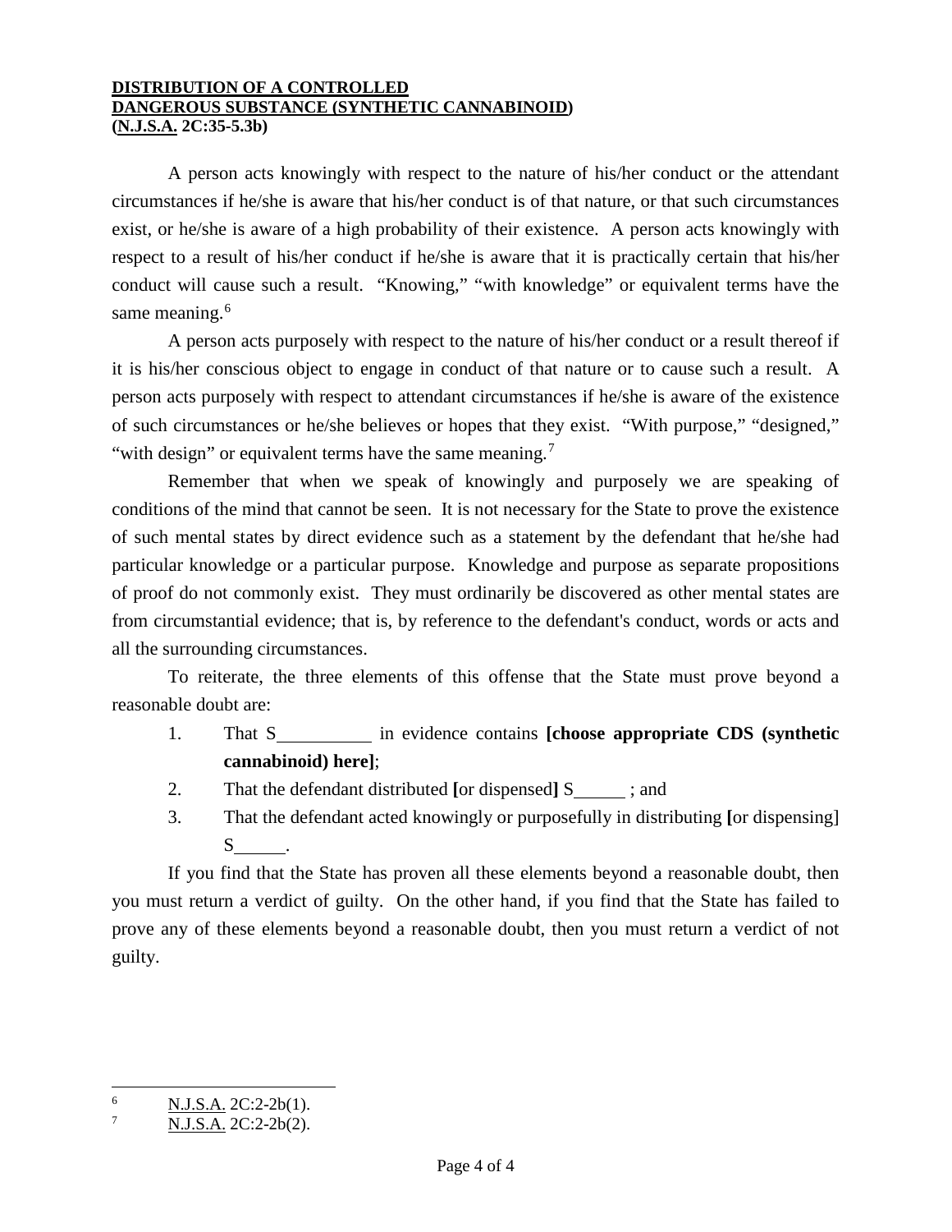**DISTRIBUTION OF A CONTROLLED DANGEROUS SUBSTANCE (SYNTHETIC CANNABINOID) (N.J.S.A. 2C:35-5.3b)**

A person acts knowingly with respect to the nature of his/her conduct or the attendant circumstances if he/she is aware that his/her conduct is of that nature, or that such circumstances exist, or he/she is aware of a high probability of their existence. A person acts knowingly with respect to a result of his/her conduct if he/she is aware that it is practically certain that his/her conduct will cause such a result. "Knowing," "with knowledge" or equivalent terms have the same meaning.[6]

A person acts purposely with respect to the nature of his/her conduct or a result thereof if it is his/her conscious object to engage in conduct of that nature or to cause such a result. A person acts purposely with respect to attendant circumstances if he/she is aware of the existence of such circumstances or he/she believes or hopes that they exist. "With purpose," "designed," "with design" or equivalent terms have the same meaning.[7]

Remember that when we speak of knowingly and purposely we are speaking of conditions of the mind that cannot be seen. It is not necessary for the State to prove the existence of such mental states by direct evidence such as a statement by the defendant that he/she had particular knowledge or a particular purpose. Knowledge and purpose as separate propositions of proof do not commonly exist. They must ordinarily be discovered as other mental states are from circumstantial evidence; that is, by reference to the defendant's conduct, words or acts and all the surrounding circumstances.

To reiterate, the three elements of this offense that the State must prove beyond a reasonable doubt are:

1. That S__________ in evidence contains **[choose appropriate CDS (synthetic cannabinoid) here]**;
2. That the defendant distributed **[**or dispensed**]** S______ ; and
3. That the defendant acted knowingly or purposefully in distributing **[**or dispensing] S______.

If you find that the State has proven all these elements beyond a reasonable doubt, then you must return a verdict of guilty. On the other hand, if you find that the State has failed to prove any of these elements beyond a reasonable doubt, then you must return a verdict of not guilty.

---

[6] N.J.S.A. 2C:2-2b(1).

[7] N.J.S.A. 2C:2-2b(2).